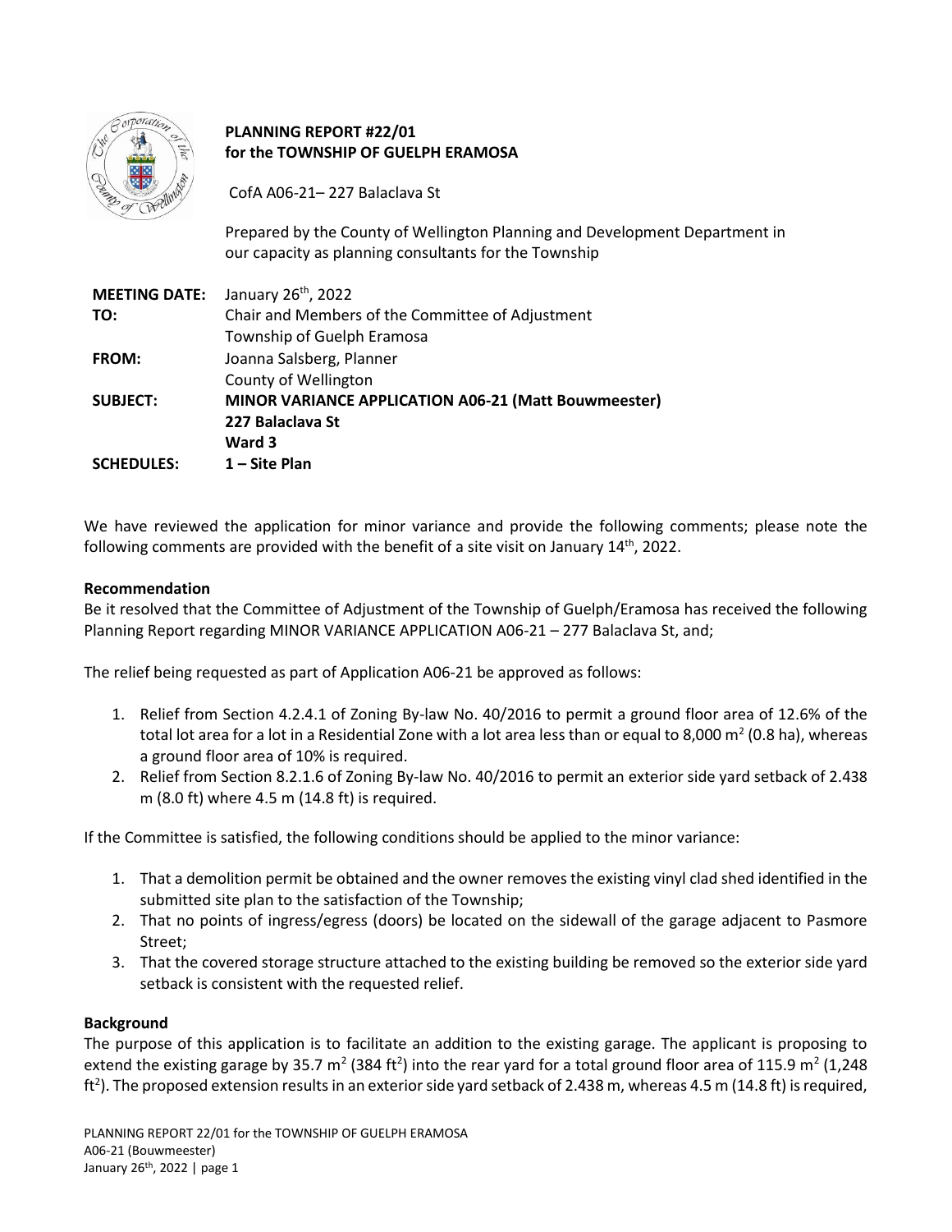**PLANNING REPORT #22/01**
**for the TOWNSHIP OF GUELPH ERAMOSA**

CofA A06-21– 227 Balaclava St

Prepared by the County of Wellington Planning and Development Department in our capacity as planning consultants for the Township

| | |
|---|---|
| **MEETING DATE:** | January 26th, 2022 |
| **TO:** | Chair and Members of the Committee of Adjustment<br>Township of Guelph Eramosa |
| **FROM:** | Joanna Salsberg, Planner<br>County of Wellington |
| **SUBJECT:** | **MINOR VARIANCE APPLICATION A06-21 (Matt Bouwmeester)**<br>**227 Balaclava St**<br>**Ward 3** |
| **SCHEDULES:** | **1 – Site Plan** |

We have reviewed the application for minor variance and provide the following comments; please note the following comments are provided with the benefit of a site visit on January 14th, 2022.

**Recommendation**

Be it resolved that the Committee of Adjustment of the Township of Guelph/Eramosa has received the following Planning Report regarding MINOR VARIANCE APPLICATION A06-21 – 277 Balaclava St, and;

The relief being requested as part of Application A06-21 be approved as follows:

1. Relief from Section 4.2.4.1 of Zoning By-law No. 40/2016 to permit a ground floor area of 12.6% of the total lot area for a lot in a Residential Zone with a lot area less than or equal to 8,000 $m^2$ (0.8 ha), whereas a ground floor area of 10% is required.
2. Relief from Section 8.2.1.6 of Zoning By-law No. 40/2016 to permit an exterior side yard setback of 2.438 m (8.0 ft) where 4.5 m (14.8 ft) is required.

If the Committee is satisfied, the following conditions should be applied to the minor variance:

1. That a demolition permit be obtained and the owner removes the existing vinyl clad shed identified in the submitted site plan to the satisfaction of the Township;
2. That no points of ingress/egress (doors) be located on the sidewall of the garage adjacent to Pasmore Street;
3. That the covered storage structure attached to the existing building be removed so the exterior side yard setback is consistent with the requested relief.

**Background**

The purpose of this application is to facilitate an addition to the existing garage. The applicant is proposing to extend the existing garage by 35.7 $m^2$ (384 $ft^2$) into the rear yard for a total ground floor area of 115.9 $m^2$ (1,248 $ft^2$). The proposed extension results in an exterior side yard setback of 2.438 m, whereas 4.5 m (14.8 ft) is required,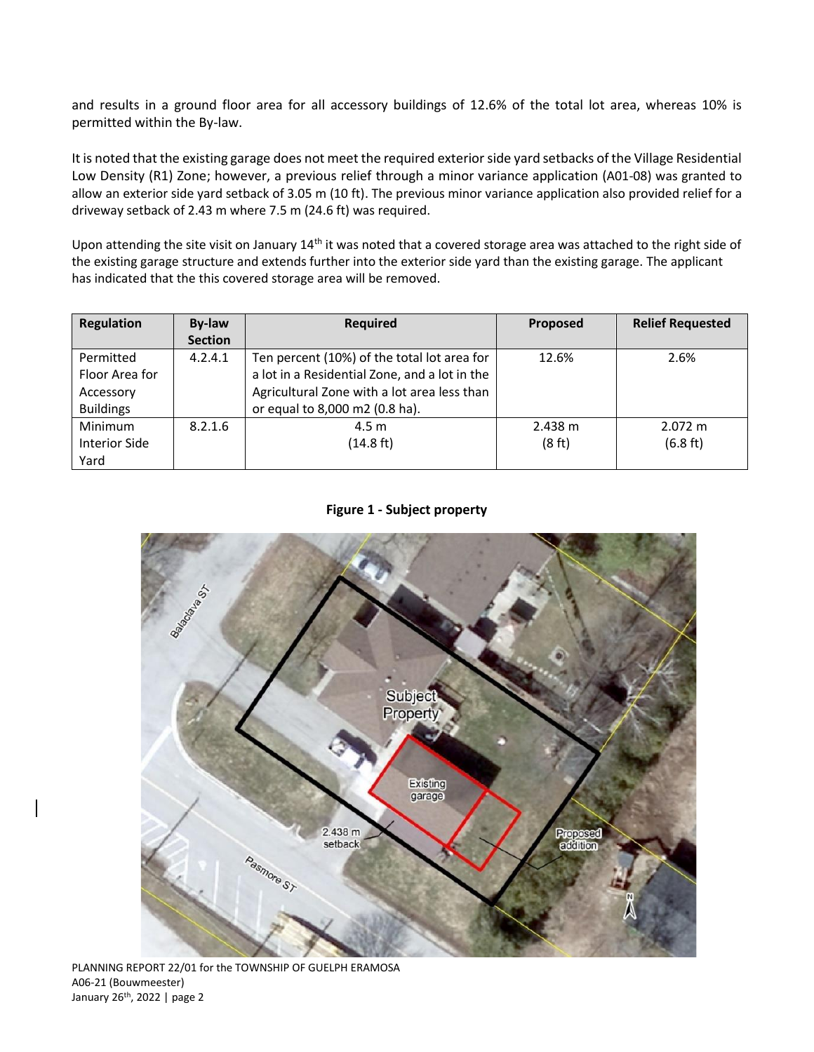and results in a ground floor area for all accessory buildings of 12.6% of the total lot area, whereas 10% is permitted within the By-law.

It is noted that the existing garage does not meet the required exterior side yard setbacks of the Village Residential Low Density (R1) Zone; however, a previous relief through a minor variance application (A01-08) was granted to allow an exterior side yard setback of 3.05 m (10 ft). The previous minor variance application also provided relief for a driveway setback of 2.43 m where 7.5 m (24.6 ft) was required.

Upon attending the site visit on January 14th it was noted that a covered storage area was attached to the right side of the existing garage structure and extends further into the exterior side yard than the existing garage. The applicant has indicated that the this covered storage area will be removed.

| Regulation | By-law Section | Required | Proposed | Relief Requested |
|---|---|---|---|---|
| Permitted Floor Area for Accessory Buildings | 4.2.4.1 | Ten percent (10%) of the total lot area for a lot in a Residential Zone, and a lot in the Agricultural Zone with a lot area less than or equal to 8,000 m2 (0.8 ha). | 12.6% | 2.6% |
| Minimum Interior Side Yard | 8.2.1.6 | 4.5 m (14.8 ft) | 2.438 m (8 ft) | 2.072 m (6.8 ft) |

**Figure 1 - Subject property**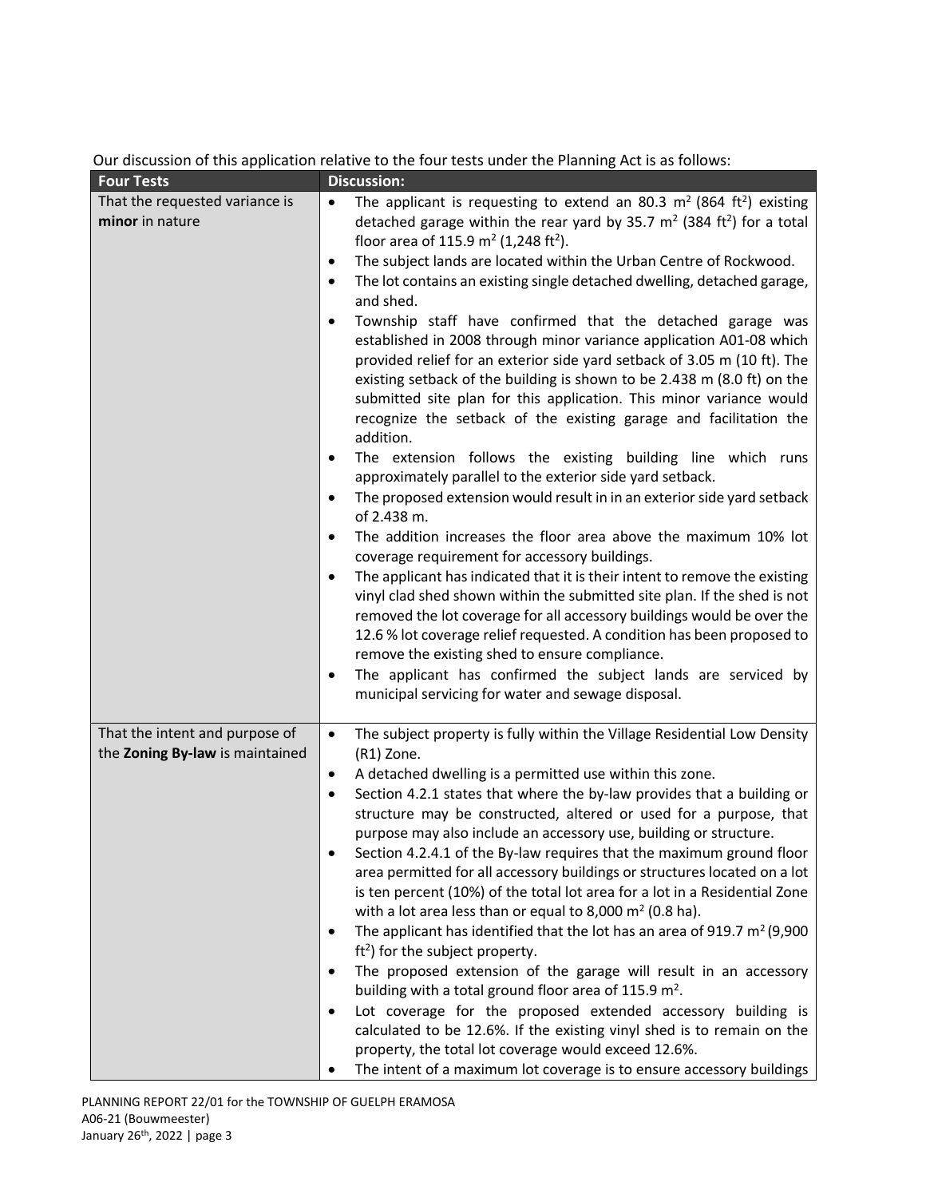Our discussion of this application relative to the four tests under the Planning Act is as follows:

| Four Tests | Discussion: |
|---|---|
| That the requested variance is **minor** in nature | • The applicant is requesting to extend an 80.3 $m^2$ (864 $ft^2$) existing detached garage within the rear yard by 35.7 $m^2$ (384 $ft^2$) for a total floor area of 115.9 $m^2$ (1,248 $ft^2$).<br>• The subject lands are located within the Urban Centre of Rockwood.<br>• The lot contains an existing single detached dwelling, detached garage, and shed.<br>• Township staff have confirmed that the detached garage was established in 2008 through minor variance application A01-08 which provided relief for an exterior side yard setback of 3.05 m (10 ft). The existing setback of the building is shown to be 2.438 m (8.0 ft) on the submitted site plan for this application. This minor variance would recognize the setback of the existing garage and facilitation the addition.<br>• The extension follows the existing building line which runs approximately parallel to the exterior side yard setback.<br>• The proposed extension would result in in an exterior side yard setback of 2.438 m.<br>• The addition increases the floor area above the maximum 10% lot coverage requirement for accessory buildings.<br>• The applicant has indicated that it is their intent to remove the existing vinyl clad shed shown within the submitted site plan. If the shed is not removed the lot coverage for all accessory buildings would be over the 12.6 % lot coverage relief requested. A condition has been proposed to remove the existing shed to ensure compliance.<br>• The applicant has confirmed the subject lands are serviced by municipal servicing for water and sewage disposal. |
| That the intent and purpose of the **Zoning By-law** is maintained | • The subject property is fully within the Village Residential Low Density (R1) Zone.<br>• A detached dwelling is a permitted use within this zone.<br>• Section 4.2.1 states that where the by-law provides that a building or structure may be constructed, altered or used for a purpose, that purpose may also include an accessory use, building or structure.<br>• Section 4.2.4.1 of the By-law requires that the maximum ground floor area permitted for all accessory buildings or structures located on a lot is ten percent (10%) of the total lot area for a lot in a Residential Zone with a lot area less than or equal to 8,000 $m^2$ (0.8 ha).<br>• The applicant has identified that the lot has an area of 919.7 $m^2$ (9,900 $ft^2$) for the subject property.<br>• The proposed extension of the garage will result in an accessory building with a total ground floor area of 115.9 $m^2$.<br>• Lot coverage for the proposed extended accessory building is calculated to be 12.6%. If the existing vinyl shed is to remain on the property, the total lot coverage would exceed 12.6%.<br>• The intent of a maximum lot coverage is to ensure accessory buildings |

PLANNING REPORT 22/01 for the TOWNSHIP OF GUELPH ERAMOSA
A06-21 (Bouwmeester)
January 26th, 2022 | page 3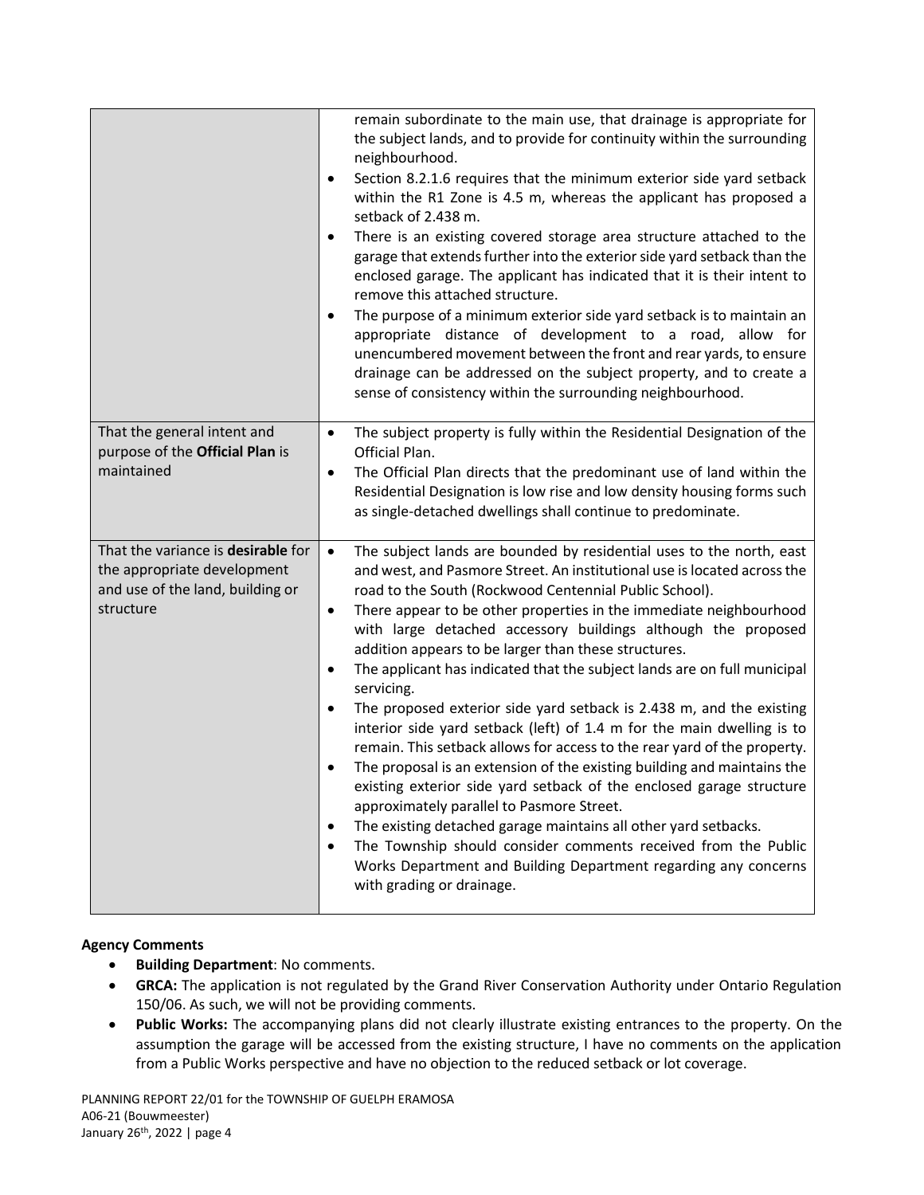| | |
|---|---|
| | remain subordinate to the main use, that drainage is appropriate for the subject lands, and to provide for continuity within the surrounding neighbourhood.<br>• Section 8.2.1.6 requires that the minimum exterior side yard setback within the R1 Zone is 4.5 m, whereas the applicant has proposed a setback of 2.438 m.<br>• There is an existing covered storage area structure attached to the garage that extends further into the exterior side yard setback than the enclosed garage. The applicant has indicated that it is their intent to remove this attached structure.<br>• The purpose of a minimum exterior side yard setback is to maintain an appropriate distance of development to a road, allow for unencumbered movement between the front and rear yards, to ensure drainage can be addressed on the subject property, and to create a sense of consistency within the surrounding neighbourhood. |
| That the general intent and purpose of the **Official Plan** is maintained | • The subject property is fully within the Residential Designation of the Official Plan.<br>• The Official Plan directs that the predominant use of land within the Residential Designation is low rise and low density housing forms such as single-detached dwellings shall continue to predominate. |
| That the variance is **desirable** for the appropriate development and use of the land, building or structure | • The subject lands are bounded by residential uses to the north, east and west, and Pasmore Street. An institutional use is located across the road to the South (Rockwood Centennial Public School).<br>• There appear to be other properties in the immediate neighbourhood with large detached accessory buildings although the proposed addition appears to be larger than these structures.<br>• The applicant has indicated that the subject lands are on full municipal servicing.<br>• The proposed exterior side yard setback is 2.438 m, and the existing interior side yard setback (left) of 1.4 m for the main dwelling is to remain. This setback allows for access to the rear yard of the property.<br>• The proposal is an extension of the existing building and maintains the existing exterior side yard setback of the enclosed garage structure approximately parallel to Pasmore Street.<br>• The existing detached garage maintains all other yard setbacks.<br>• The Township should consider comments received from the Public Works Department and Building Department regarding any concerns with grading or drainage. |

**Agency Comments**

- **Building Department**: No comments.
- **GRCA:** The application is not regulated by the Grand River Conservation Authority under Ontario Regulation 150/06. As such, we will not be providing comments.
- **Public Works:** The accompanying plans did not clearly illustrate existing entrances to the property. On the assumption the garage will be accessed from the existing structure, I have no comments on the application from a Public Works perspective and have no objection to the reduced setback or lot coverage.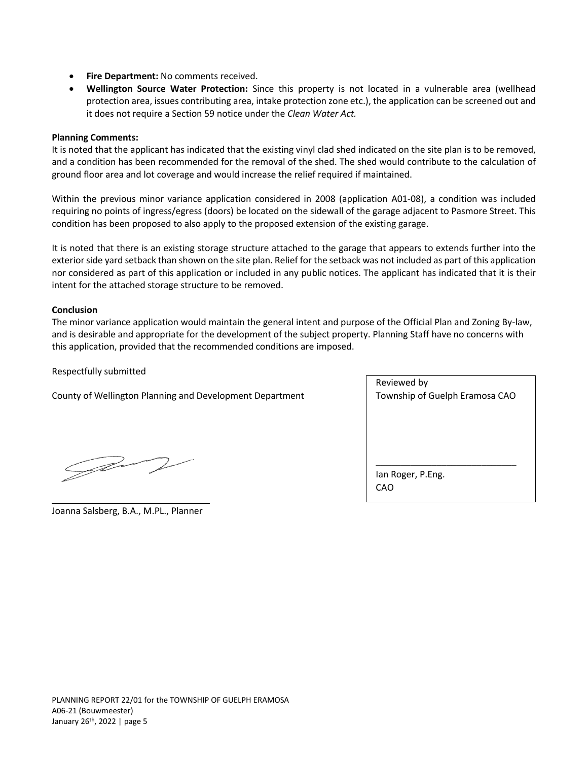- **Fire Department:** No comments received.
- **Wellington Source Water Protection:** Since this property is not located in a vulnerable area (wellhead protection area, issues contributing area, intake protection zone etc.), the application can be screened out and it does not require a Section 59 notice under the *Clean Water Act.*

**Planning Comments:**

It is noted that the applicant has indicated that the existing vinyl clad shed indicated on the site plan is to be removed, and a condition has been recommended for the removal of the shed. The shed would contribute to the calculation of ground floor area and lot coverage and would increase the relief required if maintained.

Within the previous minor variance application considered in 2008 (application A01-08), a condition was included requiring no points of ingress/egress (doors) be located on the sidewall of the garage adjacent to Pasmore Street. This condition has been proposed to also apply to the proposed extension of the existing garage.

It is noted that there is an existing storage structure attached to the garage that appears to extends further into the exterior side yard setback than shown on the site plan. Relief for the setback was not included as part of this application nor considered as part of this application or included in any public notices. The applicant has indicated that it is their intent for the attached storage structure to be removed.

**Conclusion**

The minor variance application would maintain the general intent and purpose of the Official Plan and Zoning By-law, and is desirable and appropriate for the development of the subject property. Planning Staff have no concerns with this application, provided that the recommended conditions are imposed.

Respectfully submitted

County of Wellington Planning and Development Department

Joanna Salsberg, B.A., M.PL., Planner

Reviewed by
Township of Guelph Eramosa CAO

\_\_\_\_\_\_\_\_\_\_\_\_\_\_\_\_\_\_\_\_\_\_\_\_\_\_\_\_

Ian Roger, P.Eng.
CAO

PLANNING REPORT 22/01 for the TOWNSHIP OF GUELPH ERAMOSA
A06-21 (Bouwmeester)
January 26th, 2022 | page 5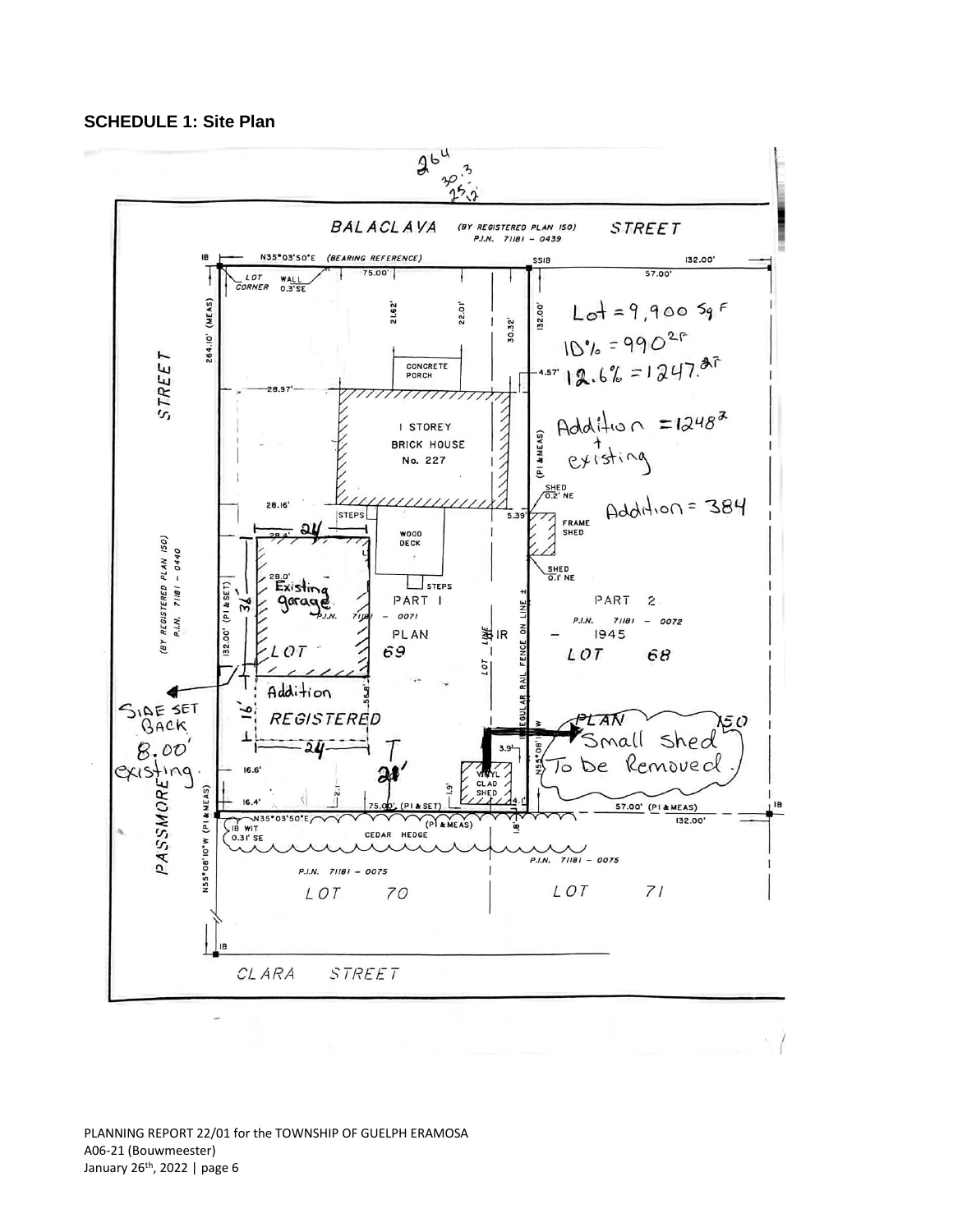**SCHEDULE 1: Site Plan**

264
30.3
25.12

BALACLAVA (BY REGISTERED PLAN 150) STREET
P.I.N. 71181 – 0439

IB N35°03'50"E (BEARING REFERENCE) SSIB 132.00'
75.00' 57.00'

LOT CORNER
WALL 0.3' SE

264.10' (MEAS)
21.62'
22.01'
30.32'
132.00'

Lot = 9,900 Sq F
10% = 990 SF
12.6% = 1247 SF

CONCRETE PORCH
4.57'
28.97'

1 STOREY BRICK HOUSE No. 227

Addition = 1248
+
existing

(PI & MEAS)

SHED 0.2' NE

Addition = 384

28.16'
STEPS
5.39'
FRAME SHED
24
28.4'
WOOD DECK
SHED 0.1' NE
28.0'
Existing garage
STEPS
36
PART 1
P.I.N. 71181 – 0071
PLAN 69
LOT
PART 2
P.I.N. 71181 – 0072
1945
LOT 68
IR
LOT LINE
IRREGULAR RAIL FENCE ON LINE ±
132.00' (PI & SET)
56.8'

STREET
(BY REGISTERED PLAN 150)
P.I.N. 71181 – 0440

Addition
16
REGISTERED
PLAN 150

SIDE SET BACK
8.00'
existing.

24
28'
3.9'
Small Shed To be Removed.

16.6'
2.1
1.9'
VINYL CLAD SHED
4.1'
16.4'
75.00' (PI & SET)
57.00' (PI & MEAS)
132.00'
IB

PASSMORE
N55°08'10"W (PI & MEAS)
N35°03'50"E
IB WIT 0.31' SE
(PI & MEAS)
1.8'
CEDAR HEDGE
N55°08'

P.I.N. 71181 – 0075
P.I.N. 71181 – 0075
LOT 70
LOT 71

IB
CLARA STREET